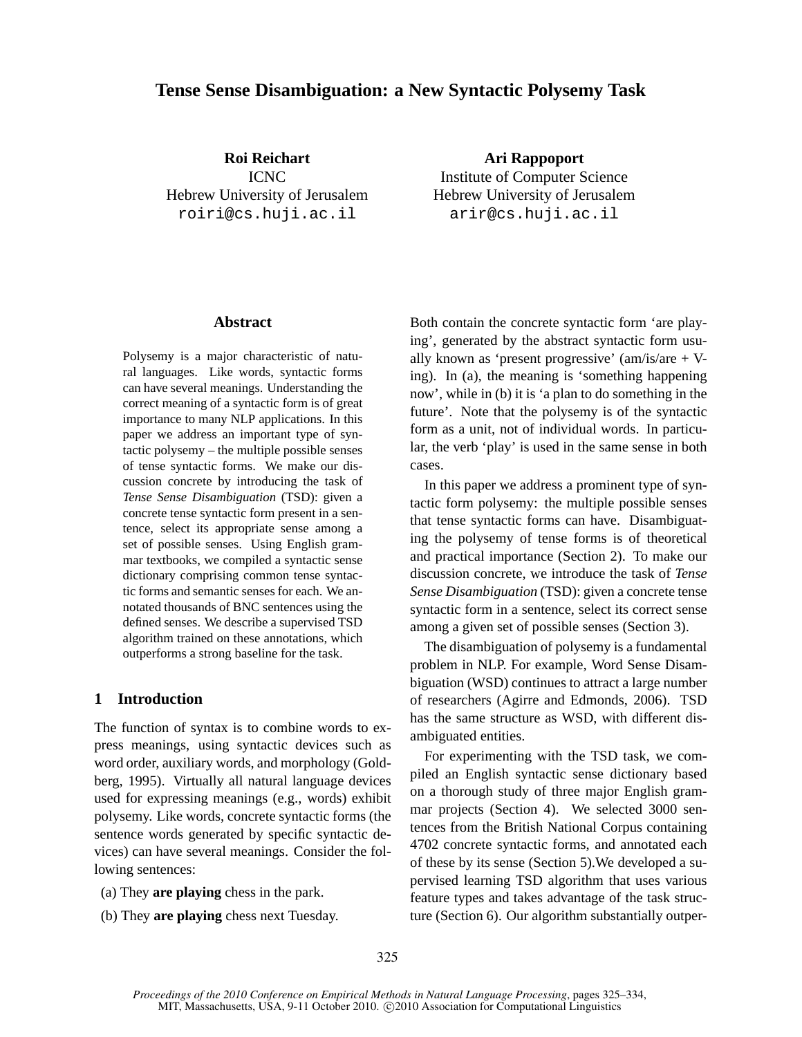# Tense Sense Disambiguation: a New Syntactic Polysemy Task

**Roi Reichart**
ICNC
Hebrew University of Jerusalem
roiri@cs.huji.ac.il

**Ari Rappoport**
Institute of Computer Science
Hebrew University of Jerusalem
arir@cs.huji.ac.il

## Abstract

Polysemy is a major characteristic of natural languages. Like words, syntactic forms can have several meanings. Understanding the correct meaning of a syntactic form is of great importance to many NLP applications. In this paper we address an important type of syntactic polysemy – the multiple possible senses of tense syntactic forms. We make our discussion concrete by introducing the task of *Tense Sense Disambiguation* (TSD): given a concrete tense syntactic form present in a sentence, select its appropriate sense among a set of possible senses. Using English grammar textbooks, we compiled a syntactic sense dictionary comprising common tense syntactic forms and semantic senses for each. We annotated thousands of BNC sentences using the defined senses. We describe a supervised TSD algorithm trained on these annotations, which outperforms a strong baseline for the task.

## 1 Introduction

The function of syntax is to combine words to express meanings, using syntactic devices such as word order, auxiliary words, and morphology (Goldberg, 1995). Virtually all natural language devices used for expressing meanings (e.g., words) exhibit polysemy. Like words, concrete syntactic forms (the sentence words generated by specific syntactic devices) can have several meanings. Consider the following sentences:

(a) They **are playing** chess in the park.

(b) They **are playing** chess next Tuesday.

Both contain the concrete syntactic form 'are playing', generated by the abstract syntactic form usually known as 'present progressive' (am/is/are + V-ing). In (a), the meaning is 'something happening now', while in (b) it is 'a plan to do something in the future'. Note that the polysemy is of the syntactic form as a unit, not of individual words. In particular, the verb 'play' is used in the same sense in both cases.

In this paper we address a prominent type of syntactic form polysemy: the multiple possible senses that tense syntactic forms can have. Disambiguating the polysemy of tense forms is of theoretical and practical importance (Section 2). To make our discussion concrete, we introduce the task of *Tense Sense Disambiguation* (TSD): given a concrete tense syntactic form in a sentence, select its correct sense among a given set of possible senses (Section 3).

The disambiguation of polysemy is a fundamental problem in NLP. For example, Word Sense Disambiguation (WSD) continues to attract a large number of researchers (Agirre and Edmonds, 2006). TSD has the same structure as WSD, with different disambiguated entities.

For experimenting with the TSD task, we compiled an English syntactic sense dictionary based on a thorough study of three major English grammar projects (Section 4). We selected 3000 sentences from the British National Corpus containing 4702 concrete syntactic forms, and annotated each of these by its sense (Section 5).We developed a supervised learning TSD algorithm that uses various feature types and takes advantage of the task structure (Section 6). Our algorithm substantially outper-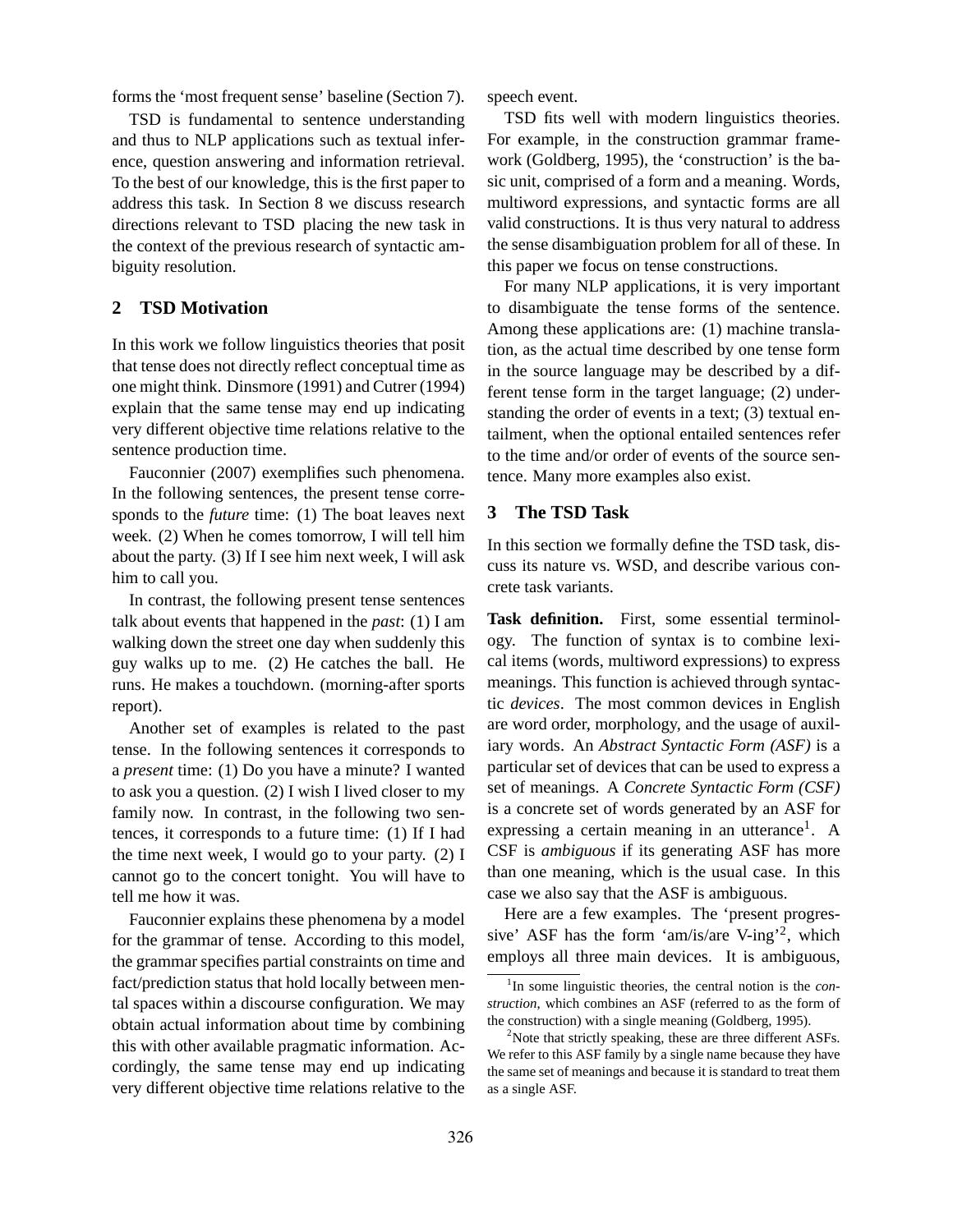forms the 'most frequent sense' baseline (Section 7).

TSD is fundamental to sentence understanding and thus to NLP applications such as textual inference, question answering and information retrieval. To the best of our knowledge, this is the first paper to address this task. In Section 8 we discuss research directions relevant to TSD placing the new task in the context of the previous research of syntactic ambiguity resolution.

## 2 TSD Motivation

In this work we follow linguistics theories that posit that tense does not directly reflect conceptual time as one might think. Dinsmore (1991) and Cutrer (1994) explain that the same tense may end up indicating very different objective time relations relative to the sentence production time.

Fauconnier (2007) exemplifies such phenomena. In the following sentences, the present tense corresponds to the *future* time: (1) The boat leaves next week. (2) When he comes tomorrow, I will tell him about the party. (3) If I see him next week, I will ask him to call you.

In contrast, the following present tense sentences talk about events that happened in the *past*: (1) I am walking down the street one day when suddenly this guy walks up to me. (2) He catches the ball. He runs. He makes a touchdown. (morning-after sports report).

Another set of examples is related to the past tense. In the following sentences it corresponds to a *present* time: (1) Do you have a minute? I wanted to ask you a question. (2) I wish I lived closer to my family now. In contrast, in the following two sentences, it corresponds to a future time: (1) If I had the time next week, I would go to your party. (2) I cannot go to the concert tonight. You will have to tell me how it was.

Fauconnier explains these phenomena by a model for the grammar of tense. According to this model, the grammar specifies partial constraints on time and fact/prediction status that hold locally between mental spaces within a discourse configuration. We may obtain actual information about time by combining this with other available pragmatic information. Accordingly, the same tense may end up indicating very different objective time relations relative to the speech event.

TSD fits well with modern linguistics theories. For example, in the construction grammar framework (Goldberg, 1995), the 'construction' is the basic unit, comprised of a form and a meaning. Words, multiword expressions, and syntactic forms are all valid constructions. It is thus very natural to address the sense disambiguation problem for all of these. In this paper we focus on tense constructions.

For many NLP applications, it is very important to disambiguate the tense forms of the sentence. Among these applications are: (1) machine translation, as the actual time described by one tense form in the source language may be described by a different tense form in the target language; (2) understanding the order of events in a text; (3) textual entailment, when the optional entailed sentences refer to the time and/or order of events of the source sentence. Many more examples also exist.

## 3 The TSD Task

In this section we formally define the TSD task, discuss its nature vs. WSD, and describe various concrete task variants.

**Task definition.** First, some essential terminology. The function of syntax is to combine lexical items (words, multiword expressions) to express meanings. This function is achieved through syntactic *devices*. The most common devices in English are word order, morphology, and the usage of auxiliary words. An *Abstract Syntactic Form (ASF)* is a particular set of devices that can be used to express a set of meanings. A *Concrete Syntactic Form (CSF)* is a concrete set of words generated by an ASF for expressing a certain meaning in an utterance[1]. A CSF is *ambiguous* if its generating ASF has more than one meaning, which is the usual case. In this case we also say that the ASF is ambiguous.

Here are a few examples. The 'present progressive' ASF has the form 'am/is/are V-ing'[2], which employs all three main devices. It is ambiguous,

[1] In some linguistic theories, the central notion is the *construction*, which combines an ASF (referred to as the form of the construction) with a single meaning (Goldberg, 1995).

[2] Note that strictly speaking, these are three different ASFs. We refer to this ASF family by a single name because they have the same set of meanings and because it is standard to treat them as a single ASF.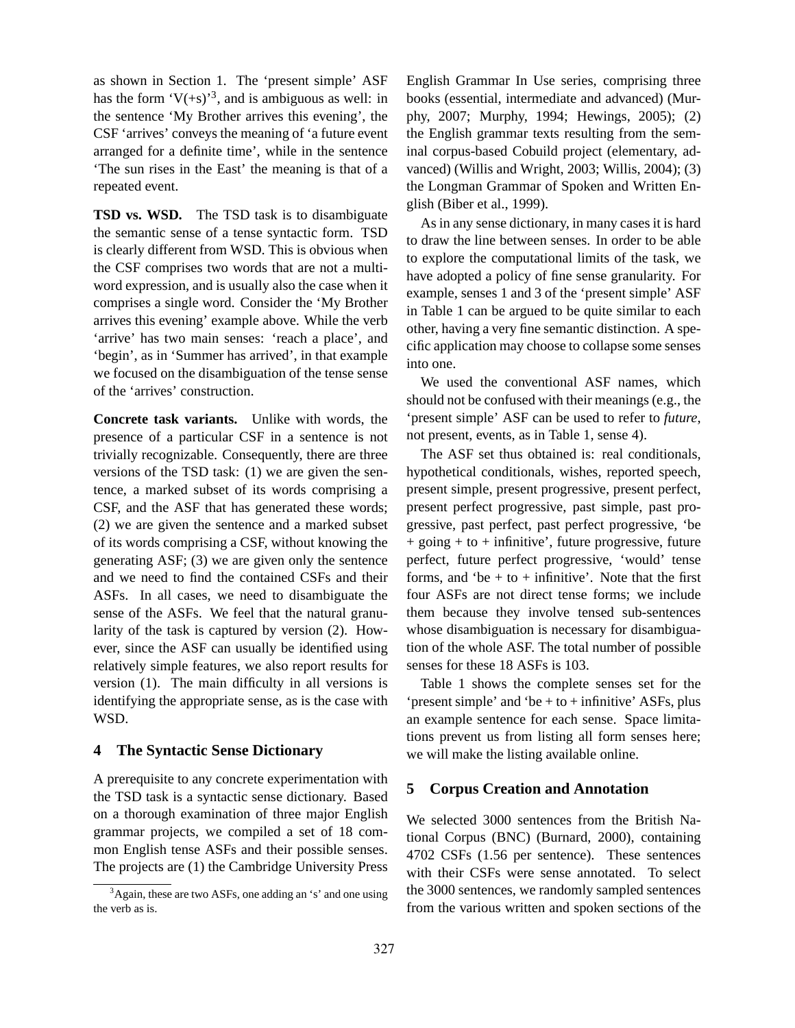as shown in Section 1. The 'present simple' ASF has the form 'V(+s)'[3], and is ambiguous as well: in the sentence 'My Brother arrives this evening', the CSF 'arrives' conveys the meaning of 'a future event arranged for a definite time', while in the sentence 'The sun rises in the East' the meaning is that of a repeated event.

**TSD vs. WSD.** The TSD task is to disambiguate the semantic sense of a tense syntactic form. TSD is clearly different from WSD. This is obvious when the CSF comprises two words that are not a multiword expression, and is usually also the case when it comprises a single word. Consider the 'My Brother arrives this evening' example above. While the verb 'arrive' has two main senses: 'reach a place', and 'begin', as in 'Summer has arrived', in that example we focused on the disambiguation of the tense sense of the 'arrives' construction.

**Concrete task variants.** Unlike with words, the presence of a particular CSF in a sentence is not trivially recognizable. Consequently, there are three versions of the TSD task: (1) we are given the sentence, a marked subset of its words comprising a CSF, and the ASF that has generated these words; (2) we are given the sentence and a marked subset of its words comprising a CSF, without knowing the generating ASF; (3) we are given only the sentence and we need to find the contained CSFs and their ASFs. In all cases, we need to disambiguate the sense of the ASFs. We feel that the natural granularity of the task is captured by version (2). However, since the ASF can usually be identified using relatively simple features, we also report results for version (1). The main difficulty in all versions is identifying the appropriate sense, as is the case with WSD.

## 4 The Syntactic Sense Dictionary

A prerequisite to any concrete experimentation with the TSD task is a syntactic sense dictionary. Based on a thorough examination of three major English grammar projects, we compiled a set of 18 common English tense ASFs and their possible senses. The projects are (1) the Cambridge University Press English Grammar In Use series, comprising three books (essential, intermediate and advanced) (Murphy, 2007; Murphy, 1994; Hewings, 2005); (2) the English grammar texts resulting from the seminal corpus-based Cobuild project (elementary, advanced) (Willis and Wright, 2003; Willis, 2004); (3) the Longman Grammar of Spoken and Written English (Biber et al., 1999).

As in any sense dictionary, in many cases it is hard to draw the line between senses. In order to be able to explore the computational limits of the task, we have adopted a policy of fine sense granularity. For example, senses 1 and 3 of the 'present simple' ASF in Table 1 can be argued to be quite similar to each other, having a very fine semantic distinction. A specific application may choose to collapse some senses into one.

We used the conventional ASF names, which should not be confused with their meanings (e.g., the 'present simple' ASF can be used to refer to *future*, not present, events, as in Table 1, sense 4).

The ASF set thus obtained is: real conditionals, hypothetical conditionals, wishes, reported speech, present simple, present progressive, present perfect, present perfect progressive, past simple, past progressive, past perfect, past perfect progressive, 'be + going + to + infinitive', future progressive, future perfect, future perfect progressive, 'would' tense forms, and 'be + to + infinitive'. Note that the first four ASFs are not direct tense forms; we include them because they involve tensed sub-sentences whose disambiguation is necessary for disambiguation of the whole ASF. The total number of possible senses for these 18 ASFs is 103.

Table 1 shows the complete senses set for the 'present simple' and 'be + to + infinitive' ASFs, plus an example sentence for each sense. Space limitations prevent us from listing all form senses here; we will make the listing available online.

## 5 Corpus Creation and Annotation

We selected 3000 sentences from the British National Corpus (BNC) (Burnard, 2000), containing 4702 CSFs (1.56 per sentence). These sentences with their CSFs were sense annotated. To select the 3000 sentences, we randomly sampled sentences from the various written and spoken sections of the

[3] Again, these are two ASFs, one adding an 's' and one using the verb as is.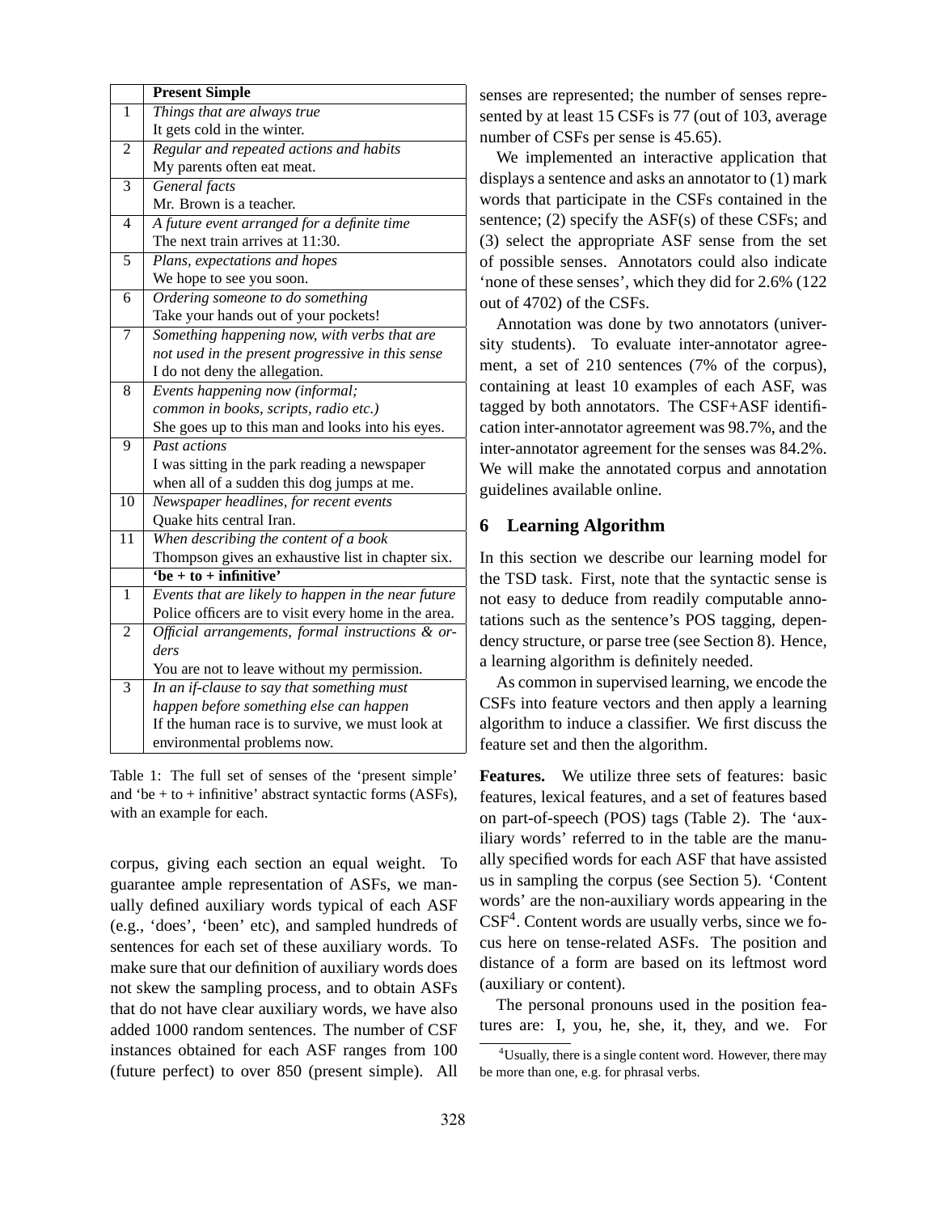| | **Present Simple** |
|---|---|
| 1 | *Things that are always true*<br>It gets cold in the winter. |
| 2 | *Regular and repeated actions and habits*<br>My parents often eat meat. |
| 3 | *General facts*<br>Mr. Brown is a teacher. |
| 4 | *A future event arranged for a definite time*<br>The next train arrives at 11:30. |
| 5 | *Plans, expectations and hopes*<br>We hope to see you soon. |
| 6 | *Ordering someone to do something*<br>Take your hands out of your pockets! |
| 7 | *Something happening now, with verbs that are not used in the present progressive in this sense*<br>I do not deny the allegation. |
| 8 | *Events happening now (informal; common in books, scripts, radio etc.)*<br>She goes up to this man and looks into his eyes. |
| 9 | *Past actions*<br>I was sitting in the park reading a newspaper when all of a sudden this dog jumps at me. |
| 10 | *Newspaper headlines, for recent events*<br>Quake hits central Iran. |
| 11 | *When describing the content of a book*<br>Thompson gives an exhaustive list in chapter six. |
| | **'be + to + infinitive'** |
| 1 | *Events that are likely to happen in the near future*<br>Police officers are to visit every home in the area. |
| 2 | *Official arrangements, formal instructions & orders*<br>You are not to leave without my permission. |
| 3 | *In an if-clause to say that something must happen before something else can happen*<br>If the human race is to survive, we must look at environmental problems now. |

Table 1: The full set of senses of the 'present simple' and 'be + to + infinitive' abstract syntactic forms (ASFs), with an example for each.

corpus, giving each section an equal weight. To guarantee ample representation of ASFs, we manually defined auxiliary words typical of each ASF (e.g., 'does', 'been' etc), and sampled hundreds of sentences for each set of these auxiliary words. To make sure that our definition of auxiliary words does not skew the sampling process, and to obtain ASFs that do not have clear auxiliary words, we have also added 1000 random sentences. The number of CSF instances obtained for each ASF ranges from 100 (future perfect) to over 850 (present simple). All senses are represented; the number of senses represented by at least 15 CSFs is 77 (out of 103, average number of CSFs per sense is 45.65).

We implemented an interactive application that displays a sentence and asks an annotator to (1) mark words that participate in the CSFs contained in the sentence; (2) specify the ASF(s) of these CSFs; and (3) select the appropriate ASF sense from the set of possible senses. Annotators could also indicate 'none of these senses', which they did for 2.6% (122 out of 4702) of the CSFs.

Annotation was done by two annotators (university students). To evaluate inter-annotator agreement, a set of 210 sentences (7% of the corpus), containing at least 10 examples of each ASF, was tagged by both annotators. The CSF+ASF identification inter-annotator agreement was 98.7%, and the inter-annotator agreement for the senses was 84.2%. We will make the annotated corpus and annotation guidelines available online.

## 6 Learning Algorithm

In this section we describe our learning model for the TSD task. First, note that the syntactic sense is not easy to deduce from readily computable annotations such as the sentence's POS tagging, dependency structure, or parse tree (see Section 8). Hence, a learning algorithm is definitely needed.

As common in supervised learning, we encode the CSFs into feature vectors and then apply a learning algorithm to induce a classifier. We first discuss the feature set and then the algorithm.

**Features.** We utilize three sets of features: basic features, lexical features, and a set of features based on part-of-speech (POS) tags (Table 2). The 'auxiliary words' referred to in the table are the manually specified words for each ASF that have assisted us in sampling the corpus (see Section 5). 'Content words' are the non-auxiliary words appearing in the CSF[4]. Content words are usually verbs, since we focus here on tense-related ASFs. The position and distance of a form are based on its leftmost word (auxiliary or content).

The personal pronouns used in the position features are: I, you, he, she, it, they, and we. For

[4]Usually, there is a single content word. However, there may be more than one, e.g. for phrasal verbs.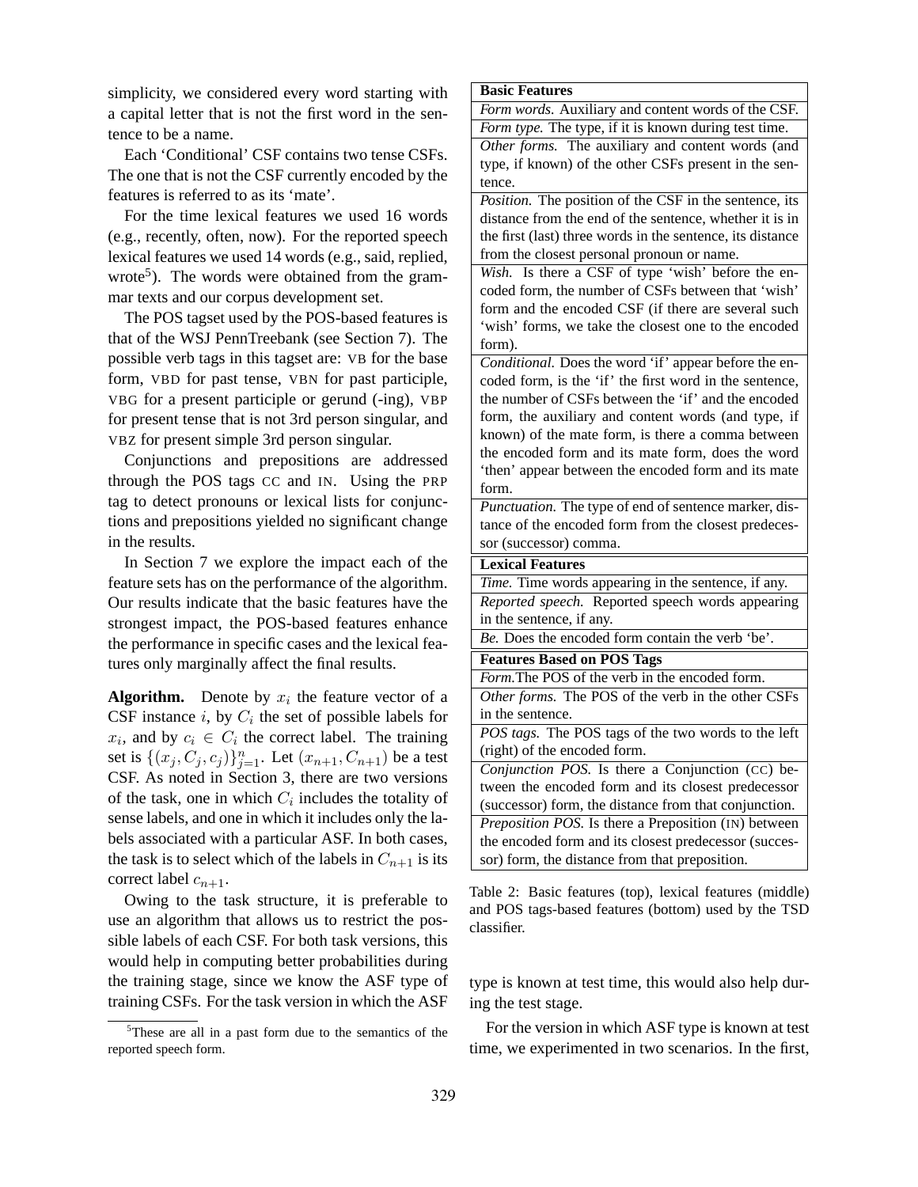simplicity, we considered every word starting with a capital letter that is not the first word in the sentence to be a name.

Each 'Conditional' CSF contains two tense CSFs. The one that is not the CSF currently encoded by the features is referred to as its 'mate'.

For the time lexical features we used 16 words (e.g., recently, often, now). For the reported speech lexical features we used 14 words (e.g., said, replied, wrote[5]). The words were obtained from the grammar texts and our corpus development set.

The POS tagset used by the POS-based features is that of the WSJ PennTreebank (see Section 7). The possible verb tags in this tagset are: VB for the base form, VBD for past tense, VBN for past participle, VBG for a present participle or gerund (-ing), VBP for present tense that is not 3rd person singular, and VBZ for present simple 3rd person singular.

Conjunctions and prepositions are addressed through the POS tags CC and IN. Using the PRP tag to detect pronouns or lexical lists for conjunctions and prepositions yielded no significant change in the results.

In Section 7 we explore the impact each of the feature sets has on the performance of the algorithm. Our results indicate that the basic features have the strongest impact, the POS-based features enhance the performance in specific cases and the lexical features only marginally affect the final results.

**Algorithm.** Denote by $x_i$ the feature vector of a CSF instance $i$, by $C_i$ the set of possible labels for $x_i$, and by $c_i \in C_i$ the correct label. The training set is $\{(x_j, C_j, c_j)\}_{j=1}^{n}$. Let $(x_{n+1}, C_{n+1})$ be a test CSF. As noted in Section 3, there are two versions of the task, one in which $C_i$ includes the totality of sense labels, and one in which it includes only the labels associated with a particular ASF. In both cases, the task is to select which of the labels in $C_{n+1}$ is its correct label $c_{n+1}$.

Owing to the task structure, it is preferable to use an algorithm that allows us to restrict the possible labels of each CSF. For both task versions, this would help in computing better probabilities during the training stage, since we know the ASF type of training CSFs. For the task version in which the ASF type is known at test time, this would also help during the test stage.

For the version in which ASF type is known at test time, we experimented in two scenarios. In the first,

| **Basic Features** |
|---|
| *Form words.* Auxiliary and content words of the CSF. |
| *Form type.* The type, if it is known during test time. |
| *Other forms.* The auxiliary and content words (and type, if known) of the other CSFs present in the sentence. |
| *Position.* The position of the CSF in the sentence, its distance from the end of the sentence, whether it is in the first (last) three words in the sentence, its distance from the closest personal pronoun or name. |
| *Wish.* Is there a CSF of type 'wish' before the encoded form, the number of CSFs between that 'wish' form and the encoded CSF (if there are several such 'wish' forms, we take the closest one to the encoded form). |
| *Conditional.* Does the word 'if' appear before the encoded form, is the 'if' the first word in the sentence, the number of CSFs between the 'if' and the encoded form, the auxiliary and content words (and type, if known) of the mate form, is there a comma between the encoded form and its mate form, does the word 'then' appear between the encoded form and its mate form. |
| *Punctuation.* The type of end of sentence marker, distance of the encoded form from the closest predecessor (successor) comma. |
| **Lexical Features** |
| *Time.* Time words appearing in the sentence, if any. |
| *Reported speech.* Reported speech words appearing in the sentence, if any. |
| *Be.* Does the encoded form contain the verb 'be'. |
| **Features Based on POS Tags** |
| *Form.* The POS of the verb in the encoded form. |
| *Other forms.* The POS of the verb in the other CSFs in the sentence. |
| *POS tags.* The POS tags of the two words to the left (right) of the encoded form. |
| *Conjunction POS.* Is there a Conjunction (CC) between the encoded form and its closest predecessor (successor) form, the distance from that conjunction. |
| *Preposition POS.* Is there a Preposition (IN) between the encoded form and its closest predecessor (successor) form, the distance from that preposition. |

Table 2: Basic features (top), lexical features (middle) and POS tags-based features (bottom) used by the TSD classifier.

[5] These are all in a past form due to the semantics of the reported speech form.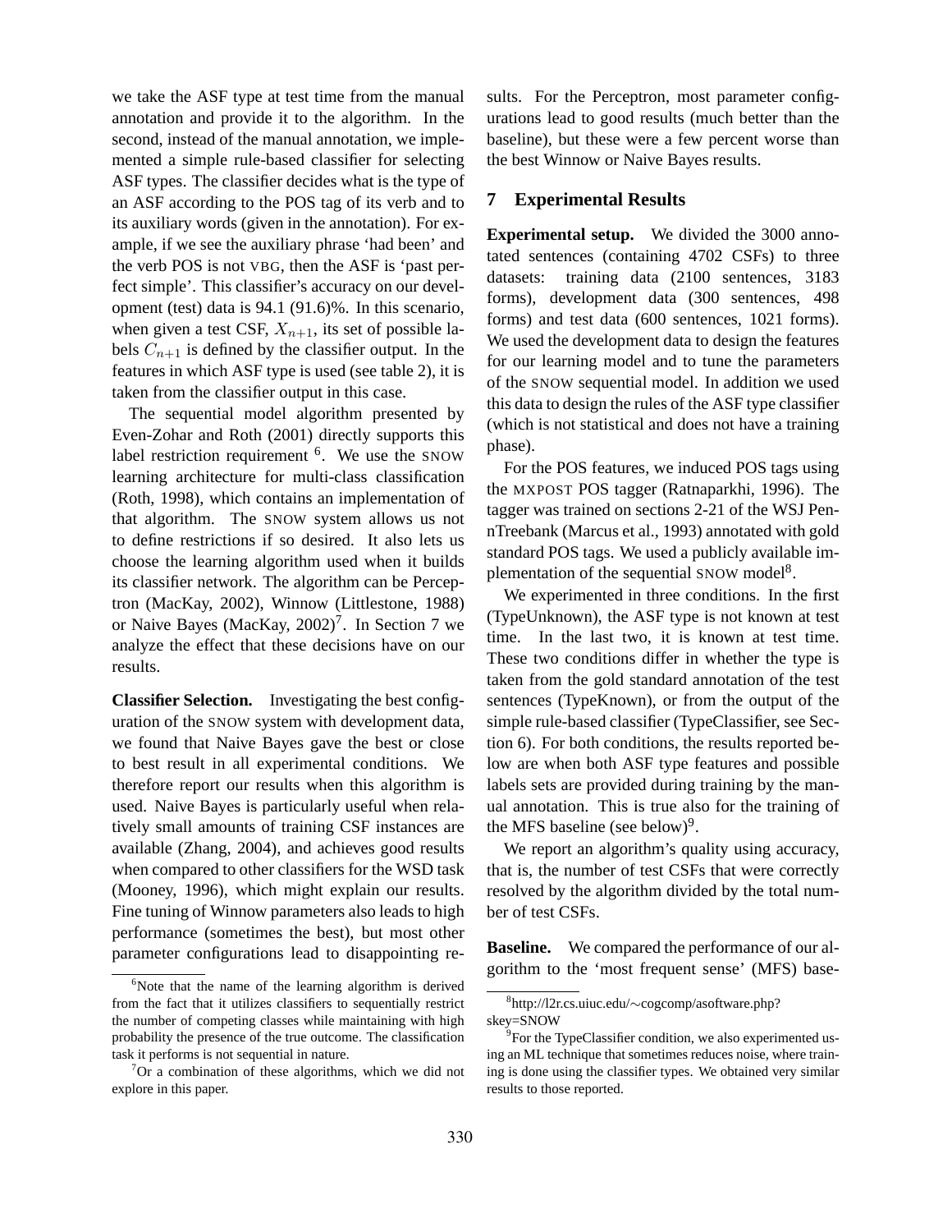we take the ASF type at test time from the manual annotation and provide it to the algorithm. In the second, instead of the manual annotation, we implemented a simple rule-based classifier for selecting ASF types. The classifier decides what is the type of an ASF according to the POS tag of its verb and to its auxiliary words (given in the annotation). For example, if we see the auxiliary phrase 'had been' and the verb POS is not VBG, then the ASF is 'past perfect simple'. This classifier's accuracy on our development (test) data is 94.1 (91.6)%. In this scenario, when given a test CSF, $X_{n+1}$, its set of possible labels $C_{n+1}$ is defined by the classifier output. In the features in which ASF type is used (see table 2), it is taken from the classifier output in this case.

The sequential model algorithm presented by Even-Zohar and Roth (2001) directly supports this label restriction requirement [6]. We use the SNOW learning architecture for multi-class classification (Roth, 1998), which contains an implementation of that algorithm. The SNOW system allows us not to define restrictions if so desired. It also lets us choose the learning algorithm used when it builds its classifier network. The algorithm can be Perceptron (MacKay, 2002), Winnow (Littlestone, 1988) or Naive Bayes (MacKay, 2002)[7]. In Section 7 we analyze the effect that these decisions have on our results.

**Classifier Selection.** Investigating the best configuration of the SNOW system with development data, we found that Naive Bayes gave the best or close to best result in all experimental conditions. We therefore report our results when this algorithm is used. Naive Bayes is particularly useful when relatively small amounts of training CSF instances are available (Zhang, 2004), and achieves good results when compared to other classifiers for the WSD task (Mooney, 1996), which might explain our results. Fine tuning of Winnow parameters also leads to high performance (sometimes the best), but most other parameter configurations lead to disappointing results. For the Perceptron, most parameter configurations lead to good results (much better than the baseline), but these were a few percent worse than the best Winnow or Naive Bayes results.

## 7 Experimental Results

**Experimental setup.** We divided the 3000 annotated sentences (containing 4702 CSFs) to three datasets: training data (2100 sentences, 3183 forms), development data (300 sentences, 498 forms) and test data (600 sentences, 1021 forms). We used the development data to design the features for our learning model and to tune the parameters of the SNOW sequential model. In addition we used this data to design the rules of the ASF type classifier (which is not statistical and does not have a training phase).

For the POS features, we induced POS tags using the MXPOST POS tagger (Ratnaparkhi, 1996). The tagger was trained on sections 2-21 of the WSJ PennTreebank (Marcus et al., 1993) annotated with gold standard POS tags. We used a publicly available implementation of the sequential SNOW model[8].

We experimented in three conditions. In the first (TypeUnknown), the ASF type is not known at test time. In the last two, it is known at test time. These two conditions differ in whether the type is taken from the gold standard annotation of the test sentences (TypeKnown), or from the output of the simple rule-based classifier (TypeClassifier, see Section 6). For both conditions, the results reported below are when both ASF type features and possible labels sets are provided during training by the manual annotation. This is true also for the training of the MFS baseline (see below)[9].

We report an algorithm's quality using accuracy, that is, the number of test CSFs that were correctly resolved by the algorithm divided by the total number of test CSFs.

**Baseline.** We compared the performance of our algorithm to the 'most frequent sense' (MFS) base-

[6] Note that the name of the learning algorithm is derived from the fact that it utilizes classifiers to sequentially restrict the number of competing classes while maintaining with high probability the presence of the true outcome. The classification task it performs is not sequential in nature.

[7] Or a combination of these algorithms, which we did not explore in this paper.

[8] http://l2r.cs.uiuc.edu/∼cogcomp/asoftware.php?skey=SNOW

[9] For the TypeClassifier condition, we also experimented using an ML technique that sometimes reduces noise, where training is done using the classifier types. We obtained very similar results to those reported.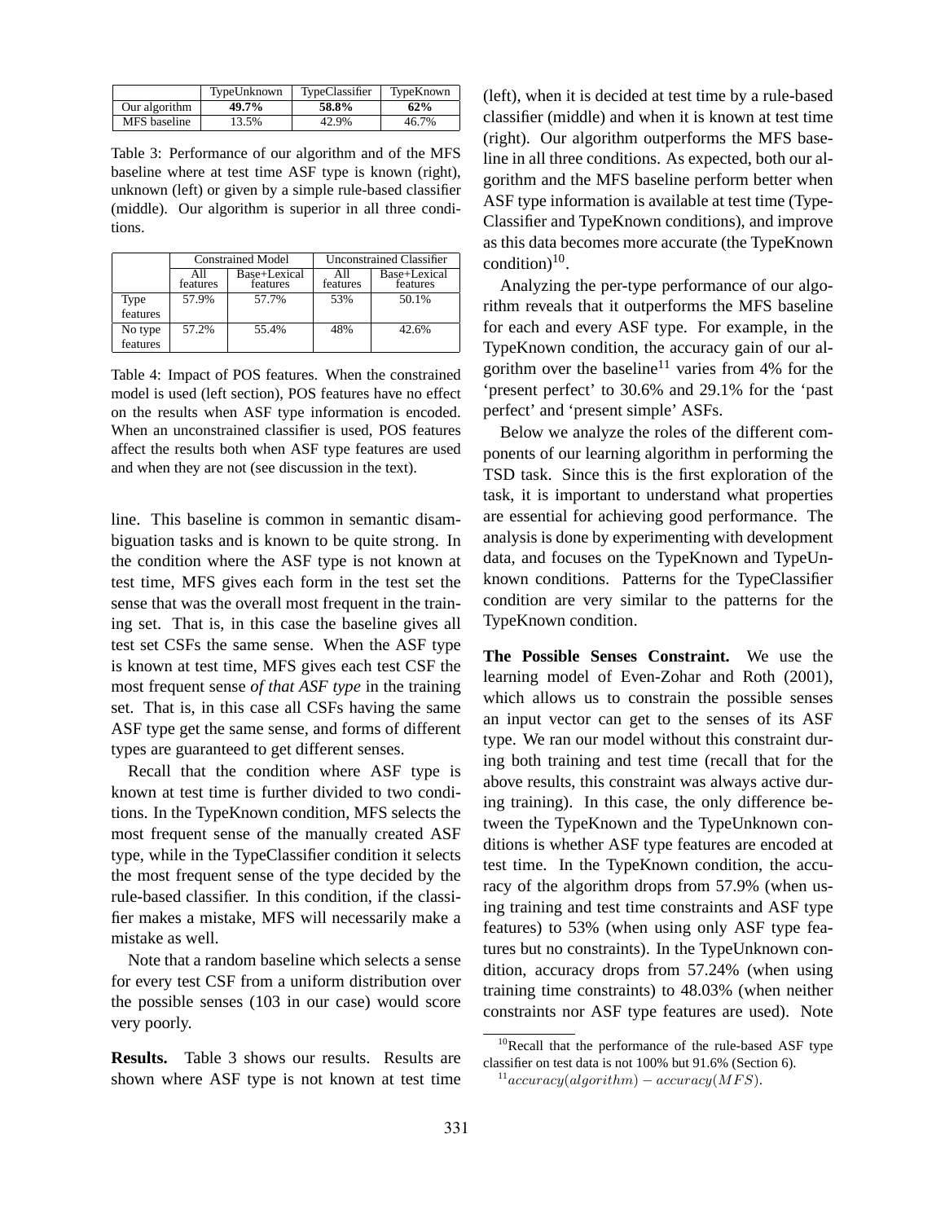| | TypeUnknown | TypeClassifier | TypeKnown |
|---|---|---|---|
| Our algorithm | **49.7%** | **58.8%** | **62%** |
| MFS baseline | 13.5% | 42.9% | 46.7% |

Table 3: Performance of our algorithm and of the MFS baseline where at test time ASF type is known (right), unknown (left) or given by a simple rule-based classifier (middle). Our algorithm is superior in all three conditions.

| | Constrained Model | | Unconstrained Classifier | |
|---|---|---|---|---|
| | All features | Base+Lexical features | All features | Base+Lexical features |
| Type features | 57.9% | 57.7% | 53% | 50.1% |
| No type features | 57.2% | 55.4% | 48% | 42.6% |

Table 4: Impact of POS features. When the constrained model is used (left section), POS features have no effect on the results when ASF type information is encoded. When an unconstrained classifier is used, POS features affect the results both when ASF type features are used and when they are not (see discussion in the text).

line. This baseline is common in semantic disambiguation tasks and is known to be quite strong. In the condition where the ASF type is not known at test time, MFS gives each form in the test set the sense that was the overall most frequent in the training set. That is, in this case the baseline gives all test set CSFs the same sense. When the ASF type is known at test time, MFS gives each test CSF the most frequent sense *of that ASF type* in the training set. That is, in this case all CSFs having the same ASF type get the same sense, and forms of different types are guaranteed to get different senses.

Recall that the condition where ASF type is known at test time is further divided to two conditions. In the TypeKnown condition, MFS selects the most frequent sense of the manually created ASF type, while in the TypeClassifier condition it selects the most frequent sense of the type decided by the rule-based classifier. In this condition, if the classifier makes a mistake, MFS will necessarily make a mistake as well.

Note that a random baseline which selects a sense for every test CSF from a uniform distribution over the possible senses (103 in our case) would score very poorly.

**Results.** Table 3 shows our results. Results are shown where ASF type is not known at test time (left), when it is decided at test time by a rule-based classifier (middle) and when it is known at test time (right). Our algorithm outperforms the MFS baseline in all three conditions. As expected, both our algorithm and the MFS baseline perform better when ASF type information is available at test time (TypeClassifier and TypeKnown conditions), and improve as this data becomes more accurate (the TypeKnown condition)[10].

Analyzing the per-type performance of our algorithm reveals that it outperforms the MFS baseline for each and every ASF type. For example, in the TypeKnown condition, the accuracy gain of our algorithm over the baseline[11] varies from 4% for the 'present perfect' to 30.6% and 29.1% for the 'past perfect' and 'present simple' ASFs.

Below we analyze the roles of the different components of our learning algorithm in performing the TSD task. Since this is the first exploration of the task, it is important to understand what properties are essential for achieving good performance. The analysis is done by experimenting with development data, and focuses on the TypeKnown and TypeUnknown conditions. Patterns for the TypeClassifier condition are very similar to the patterns for the TypeKnown condition.

**The Possible Senses Constraint.** We use the learning model of Even-Zohar and Roth (2001), which allows us to constrain the possible senses an input vector can get to the senses of its ASF type. We ran our model without this constraint during both training and test time (recall that for the above results, this constraint was always active during training). In this case, the only difference between the TypeKnown and the TypeUnknown conditions is whether ASF type features are encoded at test time. In the TypeKnown condition, the accuracy of the algorithm drops from 57.9% (when using training and test time constraints and ASF type features) to 53% (when using only ASF type features but no constraints). In the TypeUnknown condition, accuracy drops from 57.24% (when using training time constraints) to 48.03% (when neither constraints nor ASF type features are used). Note

[10] Recall that the performance of the rule-based ASF type classifier on test data is not 100% but 91.6% (Section 6).

[11] $accuracy(algorithm) - accuracy(MFS)$.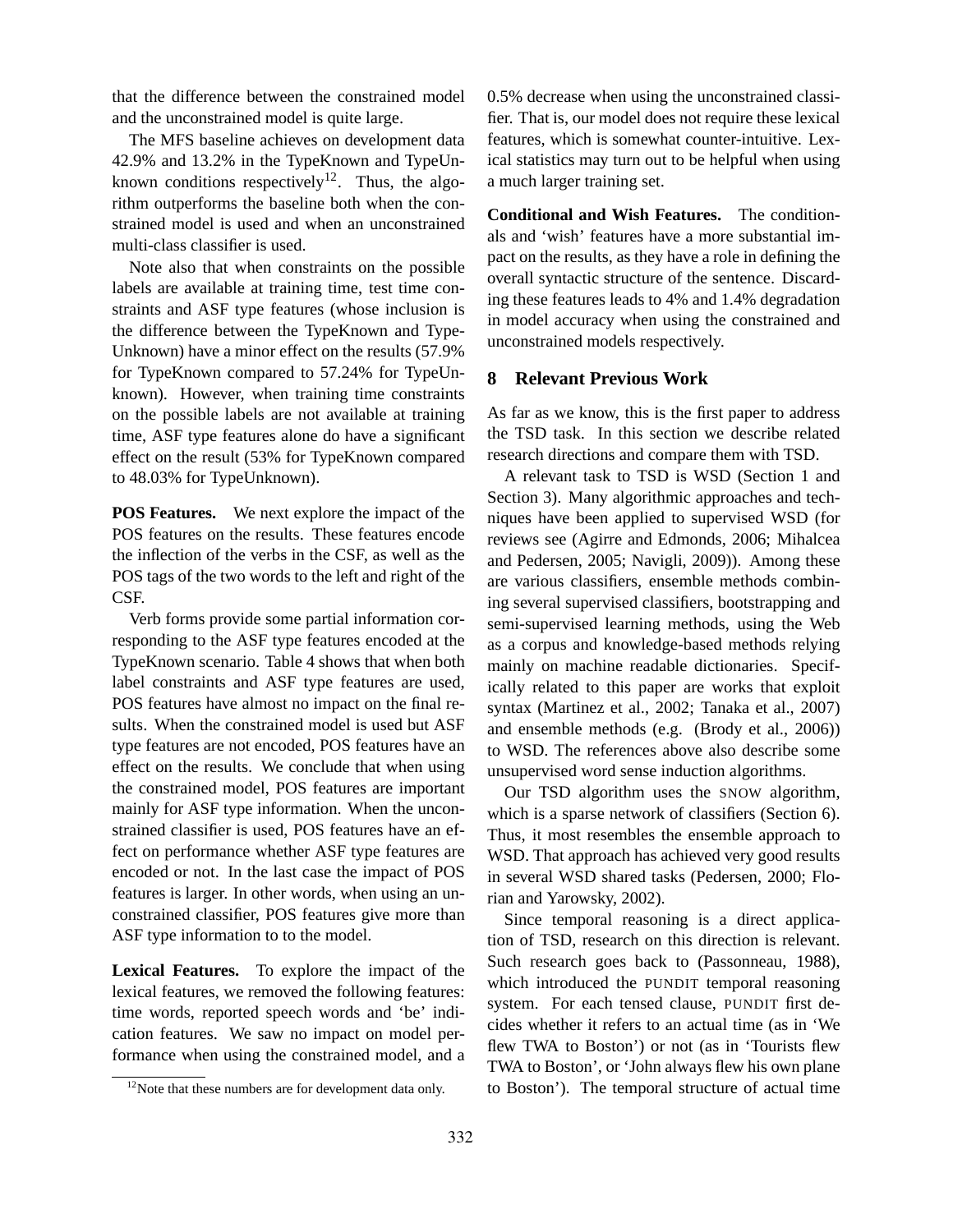that the difference between the constrained model and the unconstrained model is quite large.

The MFS baseline achieves on development data 42.9% and 13.2% in the TypeKnown and TypeUnknown conditions respectively[12]. Thus, the algorithm outperforms the baseline both when the constrained model is used and when an unconstrained multi-class classifier is used.

Note also that when constraints on the possible labels are available at training time, test time constraints and ASF type features (whose inclusion is the difference between the TypeKnown and TypeUnknown) have a minor effect on the results (57.9% for TypeKnown compared to 57.24% for TypeUnknown). However, when training time constraints on the possible labels are not available at training time, ASF type features alone do have a significant effect on the result (53% for TypeKnown compared to 48.03% for TypeUnknown).

**POS Features.** We next explore the impact of the POS features on the results. These features encode the inflection of the verbs in the CSF, as well as the POS tags of the two words to the left and right of the CSF.

Verb forms provide some partial information corresponding to the ASF type features encoded at the TypeKnown scenario. Table 4 shows that when both label constraints and ASF type features are used, POS features have almost no impact on the final results. When the constrained model is used but ASF type features are not encoded, POS features have an effect on the results. We conclude that when using the constrained model, POS features are important mainly for ASF type information. When the unconstrained classifier is used, POS features have an effect on performance whether ASF type features are encoded or not. In the last case the impact of POS features is larger. In other words, when using an unconstrained classifier, POS features give more than ASF type information to to the model.

**Lexical Features.** To explore the impact of the lexical features, we removed the following features: time words, reported speech words and 'be' indication features. We saw no impact on model performance when using the constrained model, and a 0.5% decrease when using the unconstrained classifier. That is, our model does not require these lexical features, which is somewhat counter-intuitive. Lexical statistics may turn out to be helpful when using a much larger training set.

**Conditional and Wish Features.** The conditionals and 'wish' features have a more substantial impact on the results, as they have a role in defining the overall syntactic structure of the sentence. Discarding these features leads to 4% and 1.4% degradation in model accuracy when using the constrained and unconstrained models respectively.

## 8 Relevant Previous Work

As far as we know, this is the first paper to address the TSD task. In this section we describe related research directions and compare them with TSD.

A relevant task to TSD is WSD (Section 1 and Section 3). Many algorithmic approaches and techniques have been applied to supervised WSD (for reviews see (Agirre and Edmonds, 2006; Mihalcea and Pedersen, 2005; Navigli, 2009)). Among these are various classifiers, ensemble methods combining several supervised classifiers, bootstrapping and semi-supervised learning methods, using the Web as a corpus and knowledge-based methods relying mainly on machine readable dictionaries. Specifically related to this paper are works that exploit syntax (Martinez et al., 2002; Tanaka et al., 2007) and ensemble methods (e.g. (Brody et al., 2006)) to WSD. The references above also describe some unsupervised word sense induction algorithms.

Our TSD algorithm uses the SNOW algorithm, which is a sparse network of classifiers (Section 6). Thus, it most resembles the ensemble approach to WSD. That approach has achieved very good results in several WSD shared tasks (Pedersen, 2000; Florian and Yarowsky, 2002).

Since temporal reasoning is a direct application of TSD, research on this direction is relevant. Such research goes back to (Passonneau, 1988), which introduced the PUNDIT temporal reasoning system. For each tensed clause, PUNDIT first decides whether it refers to an actual time (as in 'We flew TWA to Boston') or not (as in 'Tourists flew TWA to Boston', or 'John always flew his own plane to Boston'). The temporal structure of actual time

[12] Note that these numbers are for development data only.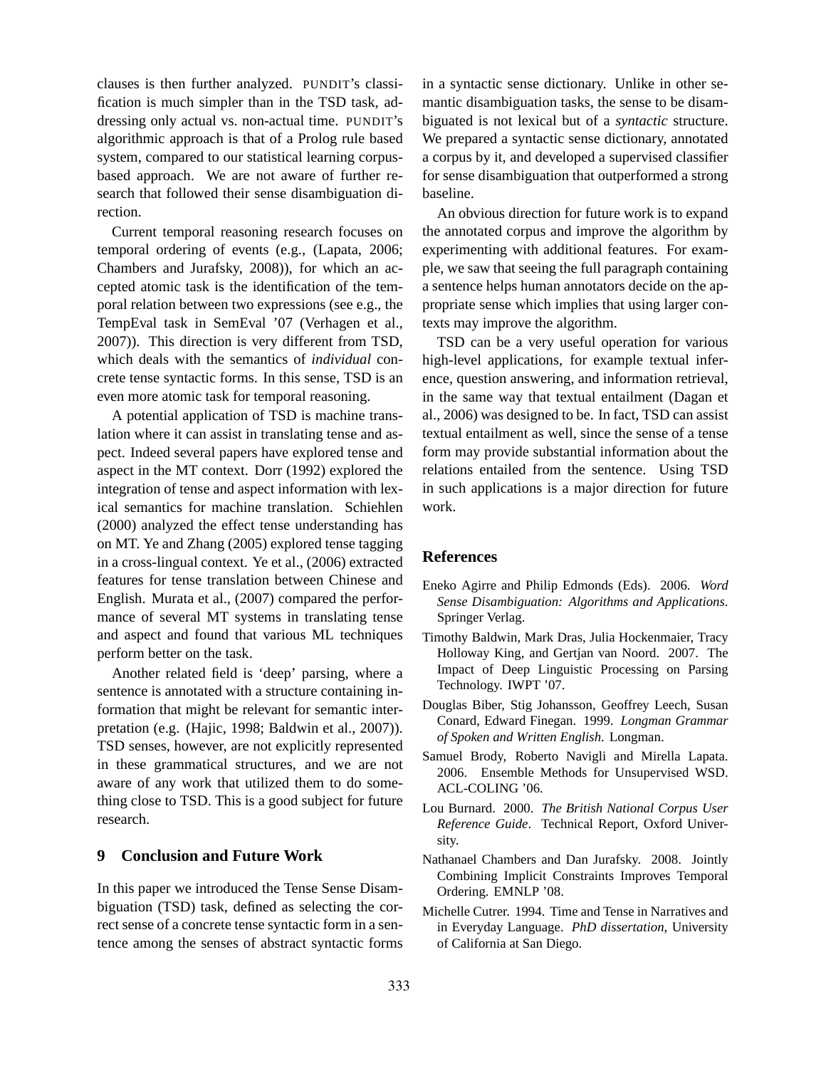clauses is then further analyzed. PUNDIT's classification is much simpler than in the TSD task, addressing only actual vs. non-actual time. PUNDIT's algorithmic approach is that of a Prolog rule based system, compared to our statistical learning corpus-based approach. We are not aware of further research that followed their sense disambiguation direction.

Current temporal reasoning research focuses on temporal ordering of events (e.g., (Lapata, 2006; Chambers and Jurafsky, 2008)), for which an accepted atomic task is the identification of the temporal relation between two expressions (see e.g., the TempEval task in SemEval '07 (Verhagen et al., 2007)). This direction is very different from TSD, which deals with the semantics of *individual* concrete tense syntactic forms. In this sense, TSD is an even more atomic task for temporal reasoning.

A potential application of TSD is machine translation where it can assist in translating tense and aspect. Indeed several papers have explored tense and aspect in the MT context. Dorr (1992) explored the integration of tense and aspect information with lexical semantics for machine translation. Schiehlen (2000) analyzed the effect tense understanding has on MT. Ye and Zhang (2005) explored tense tagging in a cross-lingual context. Ye et al., (2006) extracted features for tense translation between Chinese and English. Murata et al., (2007) compared the performance of several MT systems in translating tense and aspect and found that various ML techniques perform better on the task.

Another related field is 'deep' parsing, where a sentence is annotated with a structure containing information that might be relevant for semantic interpretation (e.g. (Hajic, 1998; Baldwin et al., 2007)). TSD senses, however, are not explicitly represented in these grammatical structures, and we are not aware of any work that utilized them to do something close to TSD. This is a good subject for future research.

## 9 Conclusion and Future Work

In this paper we introduced the Tense Sense Disambiguation (TSD) task, defined as selecting the correct sense of a concrete tense syntactic form in a sentence among the senses of abstract syntactic forms in a syntactic sense dictionary. Unlike in other semantic disambiguation tasks, the sense to be disambiguated is not lexical but of a *syntactic* structure. We prepared a syntactic sense dictionary, annotated a corpus by it, and developed a supervised classifier for sense disambiguation that outperformed a strong baseline.

An obvious direction for future work is to expand the annotated corpus and improve the algorithm by experimenting with additional features. For example, we saw that seeing the full paragraph containing a sentence helps human annotators decide on the appropriate sense which implies that using larger contexts may improve the algorithm.

TSD can be a very useful operation for various high-level applications, for example textual inference, question answering, and information retrieval, in the same way that textual entailment (Dagan et al., 2006) was designed to be. In fact, TSD can assist textual entailment as well, since the sense of a tense form may provide substantial information about the relations entailed from the sentence. Using TSD in such applications is a major direction for future work.

## References

Eneko Agirre and Philip Edmonds (Eds). 2006. *Word Sense Disambiguation: Algorithms and Applications*. Springer Verlag.

Timothy Baldwin, Mark Dras, Julia Hockenmaier, Tracy Holloway King, and Gertjan van Noord. 2007. The Impact of Deep Linguistic Processing on Parsing Technology. IWPT '07.

Douglas Biber, Stig Johansson, Geoffrey Leech, Susan Conard, Edward Finegan. 1999. *Longman Grammar of Spoken and Written English.* Longman.

Samuel Brody, Roberto Navigli and Mirella Lapata. 2006. Ensemble Methods for Unsupervised WSD. ACL-COLING '06.

Lou Burnard. 2000. *The British National Corpus User Reference Guide*. Technical Report, Oxford University.

Nathanael Chambers and Dan Jurafsky. 2008. Jointly Combining Implicit Constraints Improves Temporal Ordering. EMNLP '08.

Michelle Cutrer. 1994. Time and Tense in Narratives and in Everyday Language. *PhD dissertation*, University of California at San Diego.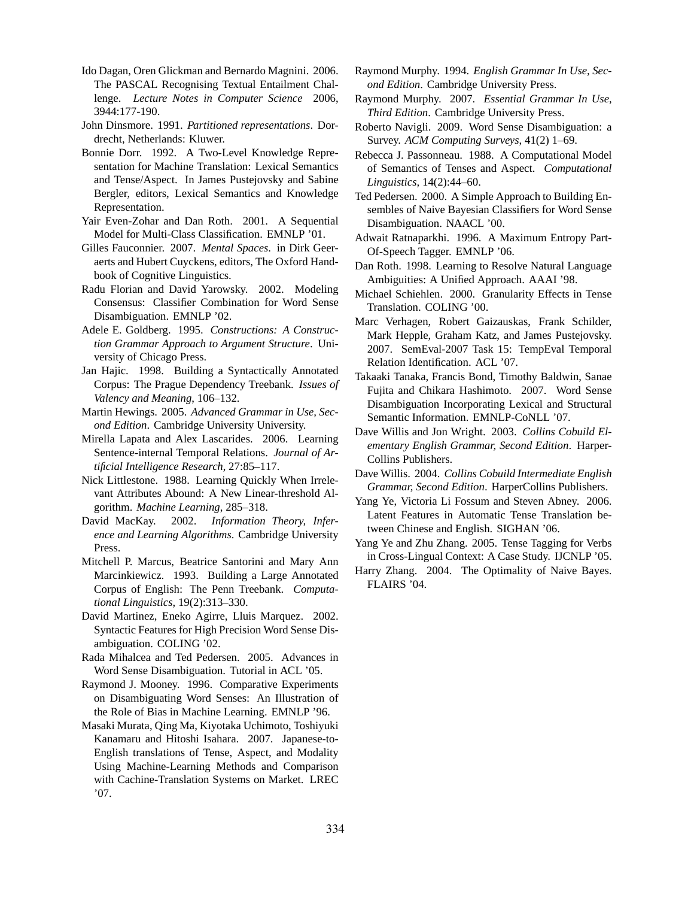Ido Dagan, Oren Glickman and Bernardo Magnini. 2006. The PASCAL Recognising Textual Entailment Challenge. *Lecture Notes in Computer Science* 2006, 3944:177-190.

John Dinsmore. 1991. *Partitioned representations*. Dordrecht, Netherlands: Kluwer.

Bonnie Dorr. 1992. A Two-Level Knowledge Representation for Machine Translation: Lexical Semantics and Tense/Aspect. In James Pustejovsky and Sabine Bergler, editors, Lexical Semantics and Knowledge Representation.

Yair Even-Zohar and Dan Roth. 2001. A Sequential Model for Multi-Class Classification. EMNLP '01.

Gilles Fauconnier. 2007. *Mental Spaces*. in Dirk Geeraerts and Hubert Cuyckens, editors, The Oxford Handbook of Cognitive Linguistics.

Radu Florian and David Yarowsky. 2002. Modeling Consensus: Classifier Combination for Word Sense Disambiguation. EMNLP '02.

Adele E. Goldberg. 1995. *Constructions: A Construction Grammar Approach to Argument Structure*. University of Chicago Press.

Jan Hajic. 1998. Building a Syntactically Annotated Corpus: The Prague Dependency Treebank. *Issues of Valency and Meaning*, 106–132.

Martin Hewings. 2005. *Advanced Grammar in Use, Second Edition*. Cambridge University University.

Mirella Lapata and Alex Lascarides. 2006. Learning Sentence-internal Temporal Relations. *Journal of Artificial Intelligence Research*, 27:85–117.

Nick Littlestone. 1988. Learning Quickly When Irrelevant Attributes Abound: A New Linear-threshold Algorithm. *Machine Learning*, 285–318.

David MacKay. 2002. *Information Theory, Inference and Learning Algorithms*. Cambridge University Press.

Mitchell P. Marcus, Beatrice Santorini and Mary Ann Marcinkiewicz. 1993. Building a Large Annotated Corpus of English: The Penn Treebank. *Computational Linguistics*, 19(2):313–330.

David Martinez, Eneko Agirre, Lluis Marquez. 2002. Syntactic Features for High Precision Word Sense Disambiguation. COLING '02.

Rada Mihalcea and Ted Pedersen. 2005. Advances in Word Sense Disambiguation. Tutorial in ACL '05.

Raymond J. Mooney. 1996. Comparative Experiments on Disambiguating Word Senses: An Illustration of the Role of Bias in Machine Learning. EMNLP '96.

Masaki Murata, Qing Ma, Kiyotaka Uchimoto, Toshiyuki Kanamaru and Hitoshi Isahara. 2007. Japanese-to-English translations of Tense, Aspect, and Modality Using Machine-Learning Methods and Comparison with Cachine-Translation Systems on Market. LREC '07.

Raymond Murphy. 1994. *English Grammar In Use, Second Edition*. Cambridge University Press.

Raymond Murphy. 2007. *Essential Grammar In Use, Third Edition*. Cambridge University Press.

Roberto Navigli. 2009. Word Sense Disambiguation: a Survey. *ACM Computing Surveys*, 41(2) 1–69.

Rebecca J. Passonneau. 1988. A Computational Model of Semantics of Tenses and Aspect. *Computational Linguistics*, 14(2):44–60.

Ted Pedersen. 2000. A Simple Approach to Building Ensembles of Naive Bayesian Classifiers for Word Sense Disambiguation. NAACL '00.

Adwait Ratnaparkhi. 1996. A Maximum Entropy Part-Of-Speech Tagger. EMNLP '06.

Dan Roth. 1998. Learning to Resolve Natural Language Ambiguities: A Unified Approach. AAAI '98.

Michael Schiehlen. 2000. Granularity Effects in Tense Translation. COLING '00.

Marc Verhagen, Robert Gaizauskas, Frank Schilder, Mark Hepple, Graham Katz, and James Pustejovsky. 2007. SemEval-2007 Task 15: TempEval Temporal Relation Identification. ACL '07.

Takaaki Tanaka, Francis Bond, Timothy Baldwin, Sanae Fujita and Chikara Hashimoto. 2007. Word Sense Disambiguation Incorporating Lexical and Structural Semantic Information. EMNLP-CoNLL '07.

Dave Willis and Jon Wright. 2003. *Collins Cobuild Elementary English Grammar, Second Edition*. HarperCollins Publishers.

Dave Willis. 2004. *Collins Cobuild Intermediate English Grammar, Second Edition*. HarperCollins Publishers.

Yang Ye, Victoria Li Fossum and Steven Abney. 2006. Latent Features in Automatic Tense Translation between Chinese and English. SIGHAN '06.

Yang Ye and Zhu Zhang. 2005. Tense Tagging for Verbs in Cross-Lingual Context: A Case Study. IJCNLP '05.

Harry Zhang. 2004. The Optimality of Naive Bayes. FLAIRS '04.